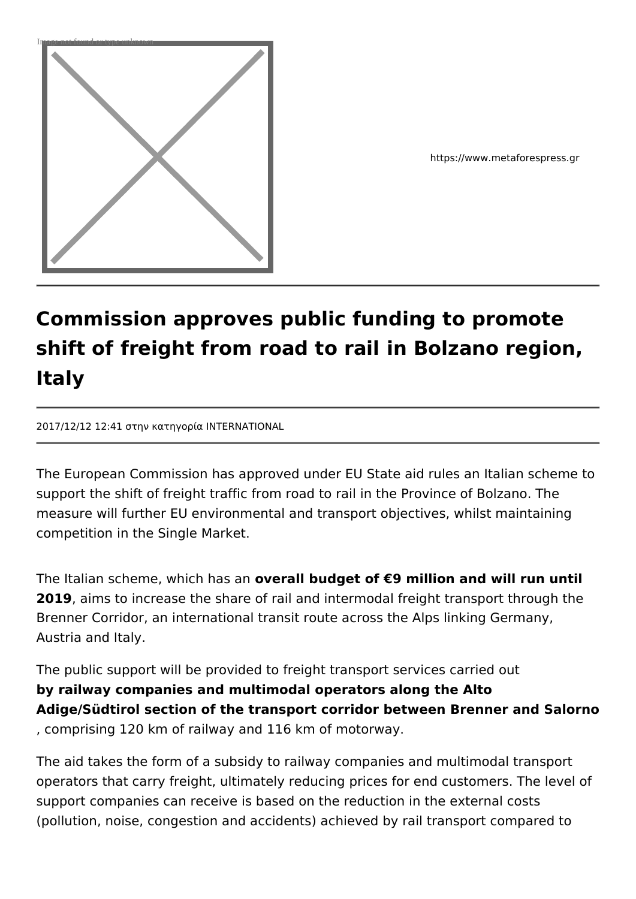https://www.metaforespress.gr

# Commission approves public funding to promote shift of freight from road to rail in Bolzano region, Italy

2017/12/12 12:41 στην κατηγορία INTERNATIONAL

The European Commission has approved under EU State aid rules an Italian scheme to support the shift of freight traffic from road to rail in the Province of Bolzano. The measure will further EU environmental and transport objectives, whilst maintaining competition in the Single Market.

The Italian scheme, which has an **overall budget of €9 million and will run until 2019**, aims to increase the share of rail and intermodal freight transport through the Brenner Corridor, an international transit route across the Alps linking Germany, Austria and Italy.

The public support will be provided to freight transport services carried out **by railway companies and multimodal operators along the Alto Adige/Südtirol section of the transport corridor between Brenner and Salorno**, comprising 120 km of railway and 116 km of motorway.

The aid takes the form of a subsidy to railway companies and multimodal transport operators that carry freight, ultimately reducing prices for end customers. The level of support companies can receive is based on the reduction in the external costs (pollution, noise, congestion and accidents) achieved by rail transport compared to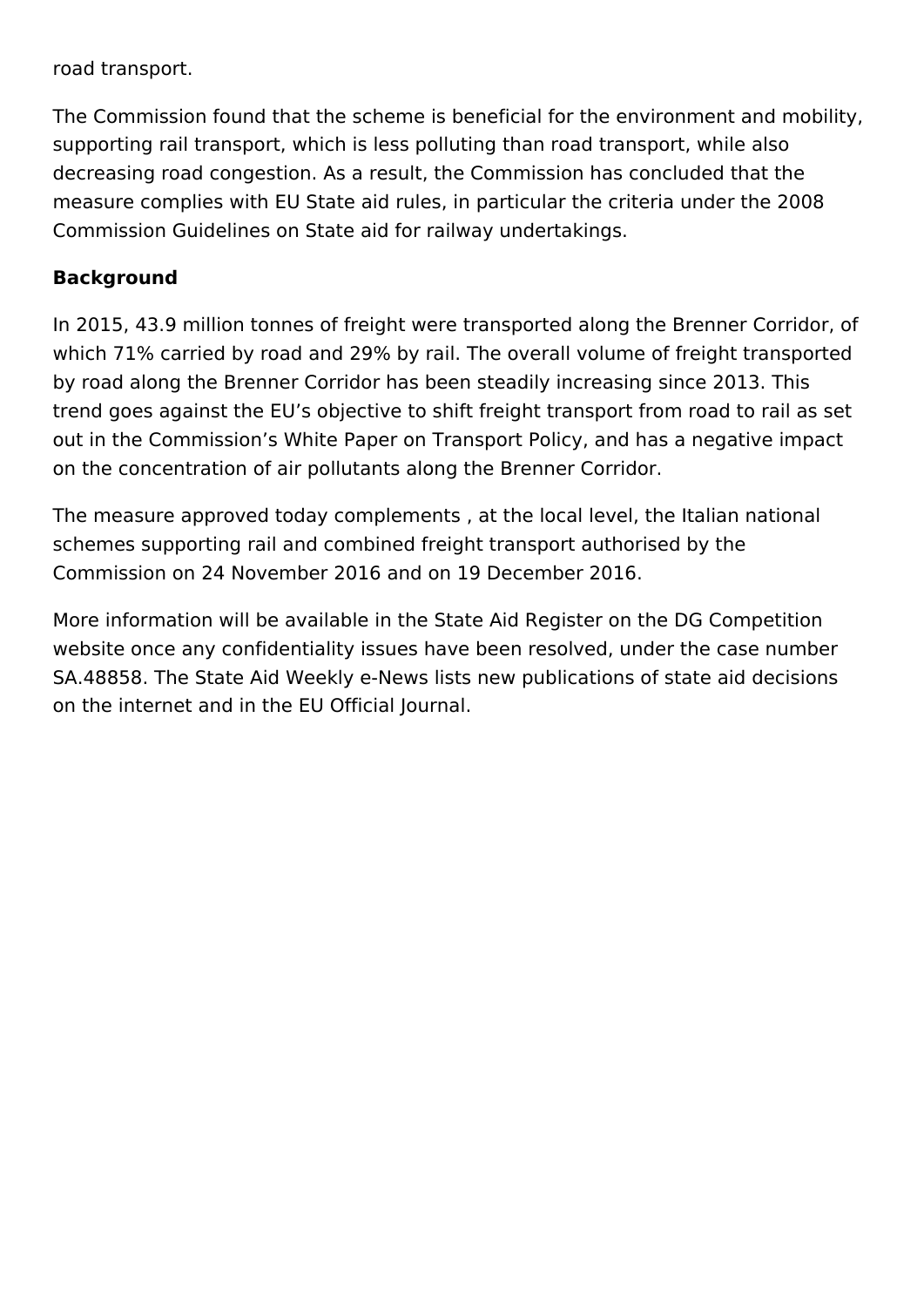road transport.

The Commission found that the scheme is beneficial for the environment and mobility, supporting rail transport, which is less polluting than road transport, while also decreasing road congestion. As a result, the Commission has concluded that the measure complies with EU State aid rules, in particular the criteria under the 2008 Commission Guidelines on State aid for railway undertakings.

**Background**

In 2015, 43.9 million tonnes of freight were transported along the Brenner Corridor, of which 71% carried by road and 29% by rail. The overall volume of freight transported by road along the Brenner Corridor has been steadily increasing since 2013. This trend goes against the EU's objective to shift freight transport from road to rail as set out in the Commission's White Paper on Transport Policy, and has a negative impact on the concentration of air pollutants along the Brenner Corridor.

The measure approved today complements , at the local level, the Italian national schemes supporting rail and combined freight transport authorised by the Commission on 24 November 2016 and on 19 December 2016.

More information will be available in the State Aid Register on the DG Competition website once any confidentiality issues have been resolved, under the case number SA.48858. The State Aid Weekly e-News lists new publications of state aid decisions on the internet and in the EU Official Journal.